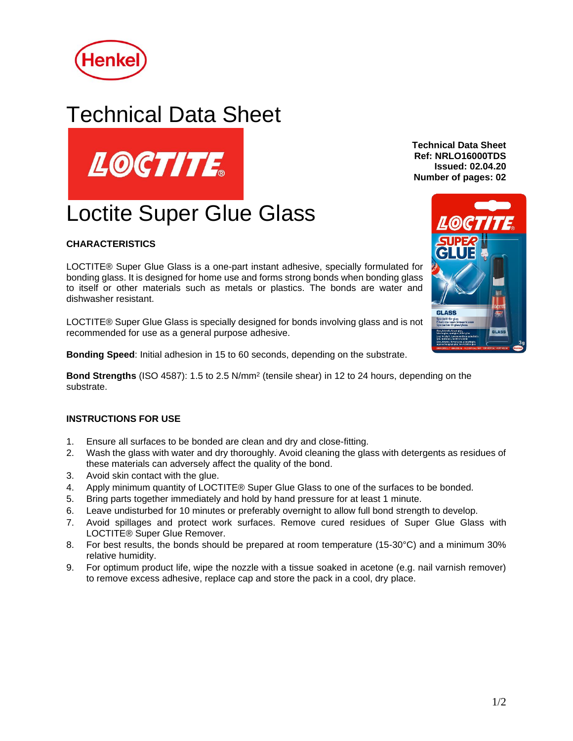# Technical Data Sheet

**Technical Data Sheet**
**Ref: NRLO16000TDS**
**Issued: 02.04.20**
**Number of pages: 02**

# Loctite Super Glue Glass

## CHARACTERISTICS

LOCTITE® Super Glue Glass is a one-part instant adhesive, specially formulated for bonding glass. It is designed for home use and forms strong bonds when bonding glass to itself or other materials such as metals or plastics. The bonds are water and dishwasher resistant.

LOCTITE® Super Glue Glass is specially designed for bonds involving glass and is not recommended for use as a general purpose adhesive.

**Bonding Speed**: Initial adhesion in 15 to 60 seconds, depending on the substrate.

**Bond Strengths** (ISO 4587): 1.5 to 2.5 N/mm$^2$ (tensile shear) in 12 to 24 hours, depending on the substrate.

## INSTRUCTIONS FOR USE

1. Ensure all surfaces to be bonded are clean and dry and close-fitting.
2. Wash the glass with water and dry thoroughly. Avoid cleaning the glass with detergents as residues of these materials can adversely affect the quality of the bond.
3. Avoid skin contact with the glue.
4. Apply minimum quantity of LOCTITE® Super Glue Glass to one of the surfaces to be bonded.
5. Bring parts together immediately and hold by hand pressure for at least 1 minute.
6. Leave undisturbed for 10 minutes or preferably overnight to allow full bond strength to develop.
7. Avoid spillages and protect work surfaces. Remove cured residues of Super Glue Glass with LOCTITE® Super Glue Remover.
8. For best results, the bonds should be prepared at room temperature (15-30°C) and a minimum 30% relative humidity.
9. For optimum product life, wipe the nozzle with a tissue soaked in acetone (e.g. nail varnish remover) to remove excess adhesive, replace cap and store the pack in a cool, dry place.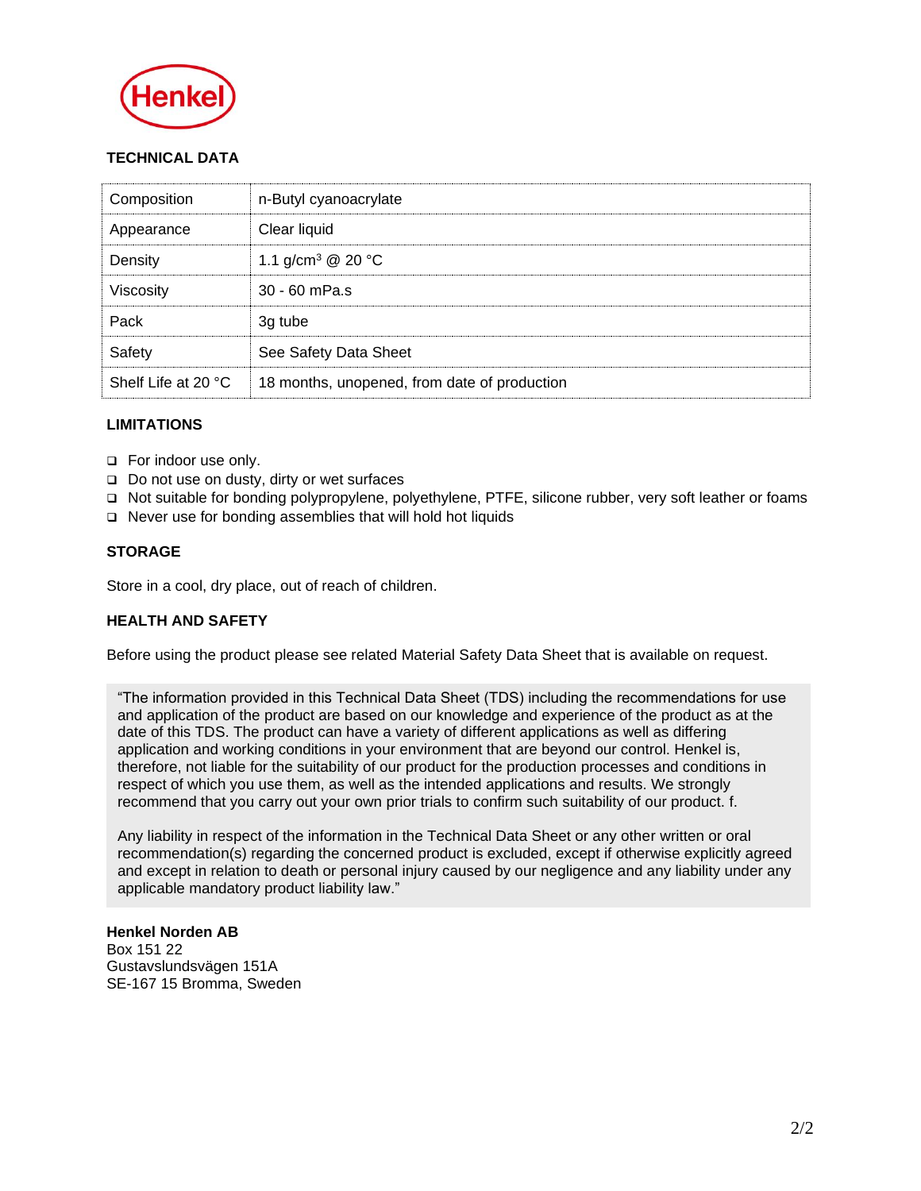## TECHNICAL DATA

| | |
|---|---|
| Composition | n-Butyl cyanoacrylate |
| Appearance | Clear liquid |
| Density | 1.1 g/cm$^3$ @ 20 °C |
| Viscosity | 30 - 60 mPa.s |
| Pack | 3g tube |
| Safety | See Safety Data Sheet |
| Shelf Life at 20 °C | 18 months, unopened, from date of production |

## LIMITATIONS

- For indoor use only.
- Do not use on dusty, dirty or wet surfaces
- Not suitable for bonding polypropylene, polyethylene, PTFE, silicone rubber, very soft leather or foams
- Never use for bonding assemblies that will hold hot liquids

## STORAGE

Store in a cool, dry place, out of reach of children.

## HEALTH AND SAFETY

Before using the product please see related Material Safety Data Sheet that is available on request.

"The information provided in this Technical Data Sheet (TDS) including the recommendations for use and application of the product are based on our knowledge and experience of the product as at the date of this TDS. The product can have a variety of different applications as well as differing application and working conditions in your environment that are beyond our control. Henkel is, therefore, not liable for the suitability of our product for the production processes and conditions in respect of which you use them, as well as the intended applications and results. We strongly recommend that you carry out your own prior trials to confirm such suitability of our product. f.

Any liability in respect of the information in the Technical Data Sheet or any other written or oral recommendation(s) regarding the concerned product is excluded, except if otherwise explicitly agreed and except in relation to death or personal injury caused by our negligence and any liability under any applicable mandatory product liability law."

**Henkel Norden AB**
Box 151 22
Gustavslundsvägen 151A
SE-167 15 Bromma, Sweden